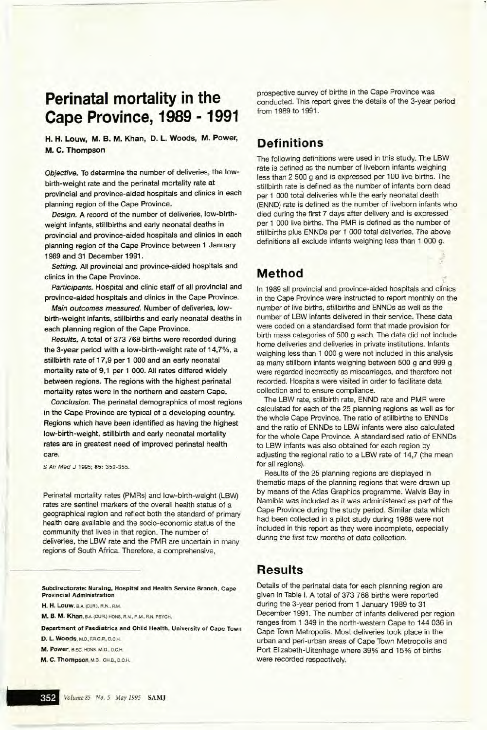# Perinatal mortality in the Cape Province, 1989 - 1991

**H. H. Louw, M. B. M. Khan, D. L. Woods, M. Power, M. C. Thompson**

***Objective.*** To determine the number of deliveries, the low-birth-weight rate and the perinatal mortality rate at provincial and province-aided hospitals and clinics in each planning region of the Cape Province.

***Design.*** A record of the number of deliveries, low-birth-weight infants, stillbirths and early neonatal deaths in provincial and province-aided hospitals and clinics in each planning region of the Cape Province between 1 January 1989 and 31 December 1991.

***Setting.*** All provincial and province-aided hospitals and clinics in the Cape Province.

***Participants.*** Hospital and clinic staff of all provincial and province-aided hospitals and clinics in the Cape Province.

***Main outcomes measured.*** Number of deliveries, low-birth-weight infants, stillbirths and early neonatal deaths in each planning region of the Cape Province.

***Results.*** A total of 373 768 births were recorded during the 3-year period with a low-birth-weight rate of 14,7%, a stillbirth rate of 17,9 per 1 000 and an early neonatal mortality rate of 9,1 per 1 000. All rates differed widely between regions. The regions with the highest perinatal mortality rates were in the northern and eastern Cape.

***Conclusion.*** The perinatal demographics of most regions in the Cape Province are typical of a developing country. Regions which have been identified as having the highest low-birth-weight, stillbirth and early neonatal mortality rates are in greatest need of improved perinatal health care.

*S Afr Med J* 1995; **85:** 352-355.

Perinatal mortality rates (PMRs) and low-birth-weight (LBW) rates are sentinel markers of the overall health status of a geographical region and reflect both the standard of primary health care available and the socio-economic status of the community that lives in that region. The number of deliveries, the LBW rate and the PMR are uncertain in many regions of South Africa. Therefore, a comprehensive, prospective survey of births in the Cape Province was conducted. This report gives the details of the 3-year period from 1989 to 1991.

**Subdirectorate: Nursing, Hospital and Health Service Branch, Cape Provincial Administration**

**H. H. Louw**, B.A. (CUR.), R.N., R.M.

**M. B. M. Khan**, B.A. (CUR.) HONS, R.N., R.M., R.N. PSYCH.

**Department of Paediatrics and Child Health, University of Cape Town**

**D. L. Woods**, M.D., F.R.C.P., D.C.H.

**M. Power**, B.SC. HONS. M.D., D.C.H.

**M. C. Thompson**, M.B. CH.B., D.C.H.

## Definitions

The following definitions were used in this study. The LBW rate is defined as the number of liveborn infants weighing less than 2 500 g and is expressed per 100 live births. The stillbirth rate is defined as the number of infants born dead per 1 000 total deliveries while the early neonatal death (ENND) rate is defined as the number of liveborn infants who died during the first 7 days after delivery and is expressed per 1 000 live births. The PMR is defined as the number of stillbirths plus ENNDs per 1 000 total deliveries. The above definitions all exclude infants weighing less than 1 000 g.

## Method

In 1989 all provincial and province-aided hospitals and clinics in the Cape Province were instructed to report monthly on the number of live births, stillbirths and ENNDs as well as the number of LBW infants delivered in their service. These data were coded on a standardised form that made provision for birth mass categories of 500 g each. The data did not include home deliveries and deliveries in private institutions. Infants weighing less than 1 000 g were not included in this analysis as many stillborn infants weighing between 500 g and 999 g were regarded incorrectly as miscarriages, and therefore not recorded. Hospitals were visited in order to facilitate data collection and to ensure compliance.

The LBW rate, stillbirth rate, ENND rate and PMR were calculated for each of the 25 planning regions as well as for the whole Cape Province. The ratio of stillbirths to ENNDs and the ratio of ENNDs to LBW infants were also calculated for the whole Cape Province. A standardised ratio of ENNDs to LBW infants was also obtained for each region by adjusting the regional ratio to a LBW rate of 14,7 (the mean for all regions).

Results of the 25 planning regions are displayed in thematic maps of the planning regions that were drawn up by means of the Atlas Graphics programme. Walvis Bay in Namibia was included as it was administered as part of the Cape Province during the study period. Similar data which had been collected in a pilot study during 1988 were not included in this report as they were incomplete, especially during the first few months of data collection.

## Results

Details of the perinatal data for each planning region are given in Table I. A total of 373 768 births were reported during the 3-year period from 1 January 1989 to 31 December 1991. The number of infants delivered per region ranges from 1 349 in the north-western Cape to 144 036 in Cape Town Metropolis. Most deliveries took place in the urban and peri-urban areas of Cape Town Metropolis and Port Elizabeth-Uitenhage where 39% and 15% of births were recorded respectively.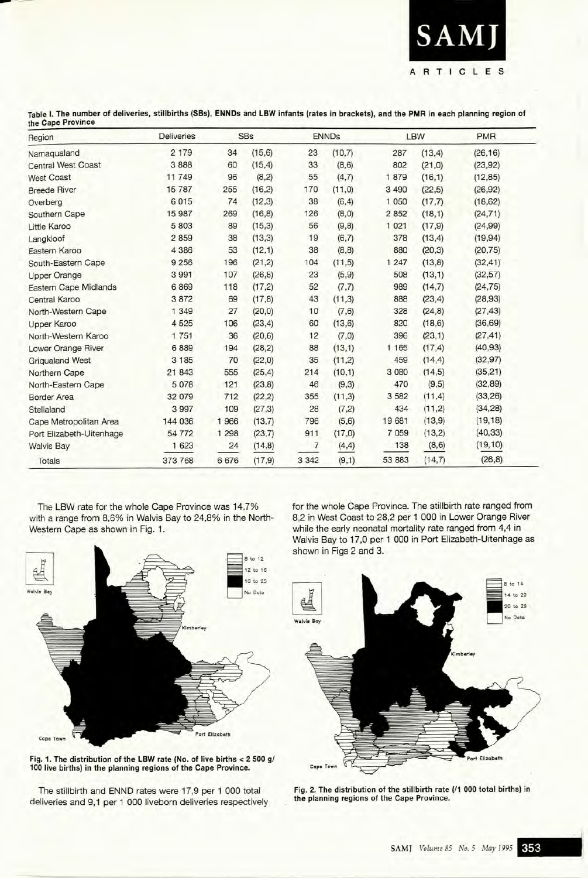**Table I. The number of deliveries, stillbirths (SBs), ENNDs and LBW infants (rates in brackets), and the PMR in each planning region of the Cape Province**

| Region | Deliveries | SBs | | ENNDs | | LBW | | PMR |
|---|---|---|---|---|---|---|---|---|
| Namaqualand | 2 179 | 34 | (15,6) | 23 | (10,7) | 287 | (13,4) | (26,16) |
| Central West Coast | 3 888 | 60 | (15,4) | 33 | (8,6) | 802 | (21,0) | (23,92) |
| West Coast | 11 749 | 96 | (8,2) | 55 | (4,7) | 1 879 | (16,1) | (12,85) |
| Breede River | 15 787 | 255 | (16,2) | 170 | (11,0) | 3 490 | (22,5) | (26,92) |
| Overberg | 6 015 | 74 | (12,3) | 38 | (6,4) | 1 050 | (17,7) | (18,62) |
| Southern Cape | 15 987 | 269 | (16,8) | 126 | (8,0) | 2 852 | (18,1) | (24,71) |
| Little Karoo | 5 803 | 89 | (15,3) | 56 | (9,8) | 1 021 | (17,9) | (24,99) |
| Langkloof | 2 859 | 38 | (13,3) | 19 | (6,7) | 378 | (13,4) | (19,94) |
| Eastern Karoo | 4 386 | 53 | (12,1) | 38 | (8,8) | 880 | (20,3) | (20,75) |
| South-Eastern Cape | 9 256 | 196 | (21,2) | 104 | (11,5) | 1 247 | (13,8) | (32,41) |
| Upper Orange | 3 991 | 107 | (26,8) | 23 | (5,9) | 508 | (13,1) | (32,57) |
| Eastern Cape Midlands | 6 869 | 118 | (17,2) | 52 | (7,7) | 989 | (14,7) | (24,75) |
| Central Karoo | 3 872 | 69 | (17,8) | 43 | (11,3) | 888 | (23,4) | (28,93) |
| North-Western Cape | 1 349 | 27 | (20,0) | 10 | (7,6) | 328 | (24,8) | (27,43) |
| Upper Karoo | 4 525 | 106 | (23,4) | 60 | (13,6) | 820 | (18,6) | (36,69) |
| North-Western Karoo | 1 751 | 36 | (20,6) | 12 | (7,0) | 396 | (23,1) | (27,41) |
| Lower Orange River | 6 889 | 194 | (28,2) | 88 | (13,1) | 1 165 | (17,4) | (40,93) |
| Griqualand West | 3 185 | 70 | (22,0) | 35 | (11,2) | 459 | (14,4) | (32,97) |
| Northern Cape | 21 843 | 555 | (25,4) | 214 | (10,1) | 3 080 | (14,5) | (35,21) |
| North-Eastern Cape | 5 078 | 121 | (23,8) | 46 | (9,3) | 470 | (9,5) | (32,89) |
| Border Area | 32 079 | 712 | (22,2) | 355 | (11,3) | 3 582 | (11,4) | (33,26) |
| Stellaland | 3 997 | 109 | (27,3) | 28 | (7,2) | 434 | (11,2) | (34,28) |
| Cape Metropolitan Area | 144 036 | 1 966 | (13,7) | 796 | (5,6) | 19 681 | (13,9) | (19,18) |
| Port Elizabeth-Uitenhage | 54 772 | 1 298 | (23,7) | 911 | (17,0) | 7 059 | (13,2) | (40,33) |
| Walvis Bay | 1 623 | 24 | (14,8) | 7 | (4,4) | 138 | (8,6) | (19,10) |
| Totals | 373 768 | 6 676 | (17,9) | 3 342 | (9,1) | 53 883 | (14,7) | (26,8) |

The LBW rate for the whole Cape Province was 14,7% with a range from 8,6% in Walvis Bay to 24,8% in the North-Western Cape as shown in Fig. 1.

**Fig. 1. The distribution of the LBW rate (No. of live births < 2 500 g/100 live births) in the planning regions of the Cape Province.**

The stillbirth and ENND rates were 17,9 per 1 000 total deliveries and 9,1 per 1 000 liveborn deliveries respectively for the whole Cape Province. The stillbirth rate ranged from 8,2 in West Coast to 28,2 per 1 000 in Lower Orange River while the early neonatal mortality rate ranged from 4,4 in Walvis Bay to 17,0 per 1 000 in Port Elizabeth-Uitenhage as shown in Figs 2 and 3.

**Fig. 2. The distribution of the stillbirth rate (/1 000 total births) in the planning regions of the Cape Province.**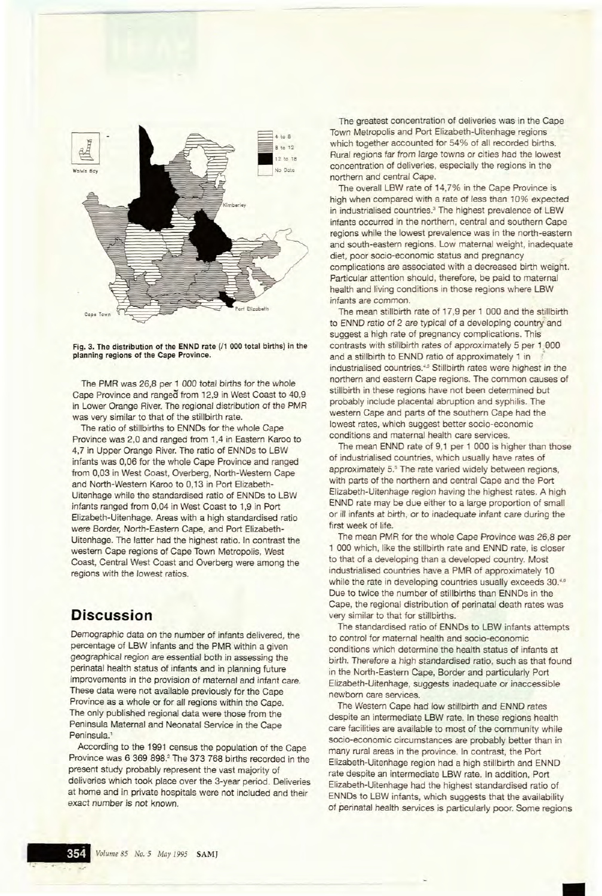Fig. 3. The distribution of the ENND rate (/1 000 total births) in the planning regions of the Cape Province.

The PMR was 26,8 per 1 000 total births for the whole Cape Province and ranged from 12,9 in West Coast to 40,9 in Lower Orange River. The regional distribution of the PMR was very similar to that of the stillbirth rate.

The ratio of stillbirths to ENNDs for the whole Cape Province was 2,0 and ranged from 1,4 in Eastern Karoo to 4,7 in Upper Orange River. The ratio of ENNDs to LBW infants was 0,06 for the whole Cape Province and ranged from 0,03 in West Coast, Overberg, North-Western Cape and North-Western Karoo to 0,13 in Port Elizabeth-Uitenhage while the standardised ratio of ENNDs to LBW infants ranged from 0,04 in West Coast to 1,9 in Port Elizabeth-Uitenhage. Areas with a high standardised ratio were Border, North-Eastern Cape, and Port Elizabeth-Uitenhage. The latter had the highest ratio. In contrast the western Cape regions of Cape Town Metropolis, West Coast, Central West Coast and Overberg were among the regions with the lowest ratios.

## Discussion

Demographic data on the number of infants delivered, the percentage of LBW infants and the PMR within a given geographical region are essential both in assessing the perinatal health status of infants and in planning future improvements in the provision of maternal and infant care. These data were not available previously for the Cape Province as a whole or for all regions within the Cape. The only published regional data were those from the Peninsula Maternal and Neonatal Service in the Cape Peninsula.[1]

According to the 1991 census the population of the Cape Province was 6 369 898.[2] The 373 768 births recorded in the present study probably represent the vast majority of deliveries which took place over the 3-year period. Deliveries at home and in private hospitals were not included and their exact number is not known.

The greatest concentration of deliveries was in the Cape Town Metropolis and Port Elizabeth-Uitenhage regions which together accounted for 54% of all recorded births. Rural regions far from large towns or cities had the lowest concentration of deliveries, especially the regions in the northern and central Cape.

The overall LBW rate of 14,7% in the Cape Province is high when compared with a rate of less than 10% expected in industrialised countries.[3] The highest prevalence of LBW infants occurred in the northern, central and southern Cape regions while the lowest prevalence was in the north-eastern and south-eastern regions. Low maternal weight, inadequate diet, poor socio-economic status and pregnancy complications are associated with a decreased birth weight. Particular attention should, therefore, be paid to maternal health and living conditions in those regions where LBW infants are common.

The mean stillbirth rate of 17,9 per 1 000 and the stillbirth to ENND ratio of 2 are typical of a developing country and suggest a high rate of pregnancy complications. This contrasts with stillbirth rates of approximately 5 per 1 000 and a stillbirth to ENND ratio of approximately 1 in industrialised countries.[4,5] Stillbirth rates were highest in the northern and eastern Cape regions. The common causes of stillbirth in these regions have not been determined but probably include placental abruption and syphilis. The western Cape and parts of the southern Cape had the lowest rates, which suggest better socio-economic conditions and maternal health care services.

The mean ENND rate of 9,1 per 1 000 is higher than those of industrialised countries, which usually have rates of approximately 5.[5] The rate varied widely between regions, with parts of the northern and central Cape and the Port Elizabeth-Uitenhage region having the highest rates. A high ENND rate may be due either to a large proportion of small or ill infants at birth, or to inadequate infant care during the first week of life.

The mean PMR for the whole Cape Province was 26,8 per 1 000 which, like the stillbirth rate and ENND rate, is closer to that of a developing than a developed country. Most industrialised countries have a PMR of approximately 10 while the rate in developing countries usually exceeds 30.[4,6] Due to twice the number of stillbirths than ENNDs in the Cape, the regional distribution of perinatal death rates was very similar to that for stillbirths.

The standardised ratio of ENNDs to LBW infants attempts to control for maternal health and socio-economic conditions which determine the health status of infants at birth. Therefore a high standardised ratio, such as that found in the North-Eastern Cape, Border and particularly Port Elizabeth-Uitenhage, suggests inadequate or inaccessible newborn care services.

The Western Cape had low stillbirth and ENND rates despite an intermediate LBW rate. In these regions health care facilities are available to most of the community while socio-economic circumstances are probably better than in many rural areas in the province. In contrast, the Port Elizabeth-Uitenhage region had a high stillbirth and ENND rate despite an intermediate LBW rate. In addition, Port Elizabeth-Uitenhage had the highest standardised ratio of ENNDs to LBW infants, which suggests that the availability of perinatal health services is particularly poor. Some regions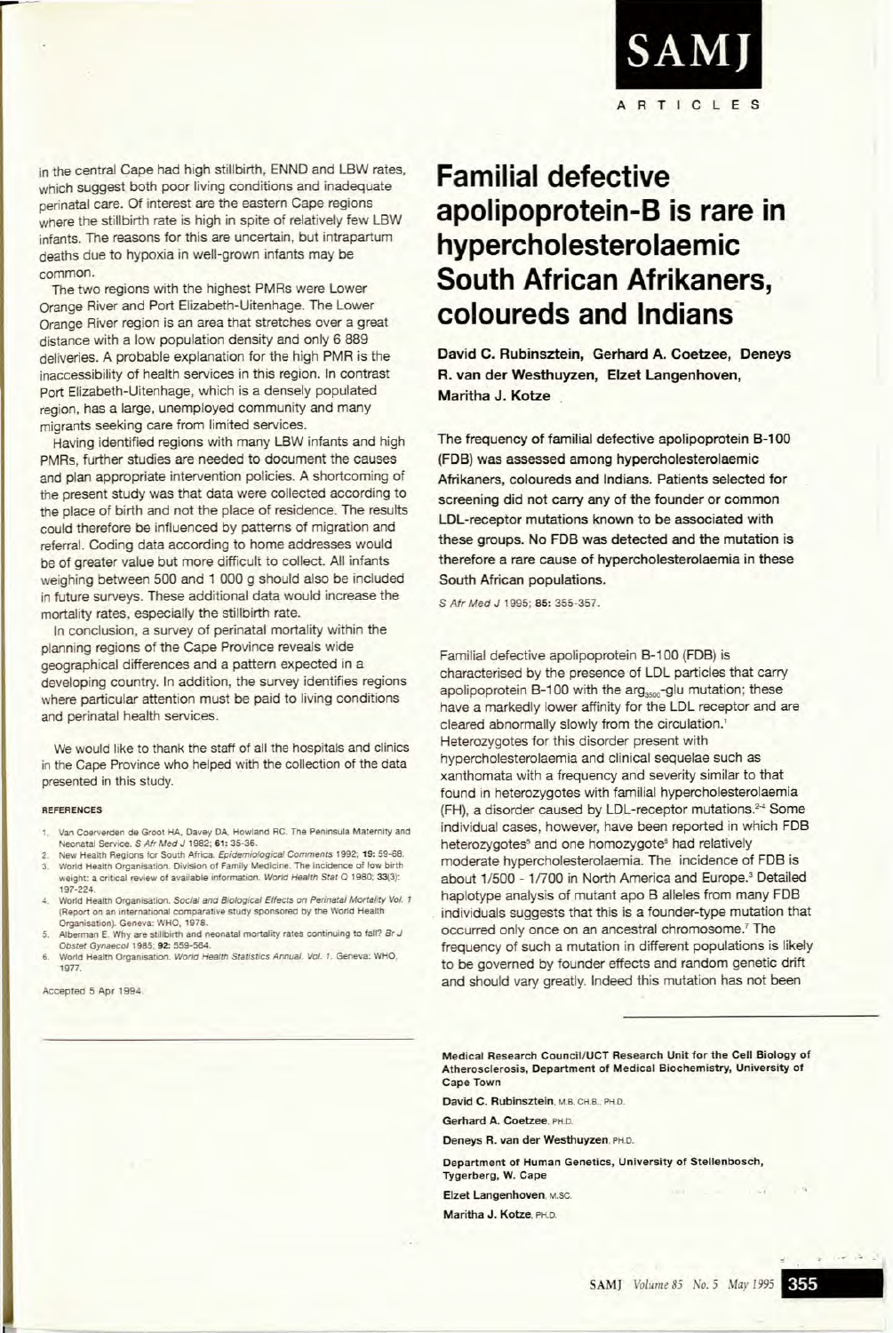in the central Cape had high stillbirth, ENND and LBW rates, which suggest both poor living conditions and inadequate perinatal care. Of interest are the eastern Cape regions where the stillbirth rate is high in spite of relatively few LBW infants. The reasons for this are uncertain, but intrapartum deaths due to hypoxia in well-grown infants may be common.

The two regions with the highest PMRs were Lower Orange River and Port Elizabeth-Uitenhage. The Lower Orange River region is an area that stretches over a great distance with a low population density and only 6 889 deliveries. A probable explanation for the high PMR is the inaccessibility of health services in this region. In contrast Port Elizabeth-Uitenhage, which is a densely populated region, has a large, unemployed community and many migrants seeking care from limited services.

Having identified regions with many LBW infants and high PMRs, further studies are needed to document the causes and plan appropriate intervention policies. A shortcoming of the present study was that data were collected according to the place of birth and not the place of residence. The results could therefore be influenced by patterns of migration and referral. Coding data according to home addresses would be of greater value but more difficult to collect. All infants weighing between 500 and 1 000 g should also be included in future surveys. These additional data would increase the mortality rates, especially the stillbirth rate.

In conclusion, a survey of perinatal mortality within the planning regions of the Cape Province reveals wide geographical differences and a pattern expected in a developing country. In addition, the survey identifies regions where particular attention must be paid to living conditions and perinatal health services.

We would like to thank the staff of all the hospitals and clinics in the Cape Province who helped with the collection of the data presented in this study.

#### REFERENCES

1. Van Coeverden de Groot HA, Davey DA, Howland RC. The Peninsula Maternity and Neonatal Service. *S Afr Med J* 1982; **61:** 35-36.
2. New Health Regions for South Africa. *Epidemiological Comments* 1992; **19:** 59-68.
3. World Health Organisation. Division of Family Medicine. The incidence of low birth weight: a critical review of available information. *World Health Stat Q* 1980; **33**(3): 197-224.
4. World Health Organisation. *Social and Biological Effects on Perinatal Mortality Vol. 1* (Report on an international comparative study sponsored by the World Health Organisation). Geneva: WHO, 1978.
5. Alberman E. Why are stillbirth and neonatal mortality rates continuing to fall? *Br J Obstet Gynaecol* 1985; **92:** 559-564.
6. World Health Organisation. *World Health Statistics Annual. Vol. 1.* Geneva: WHO, 1977.

Accepted 5 Apr 1994.

# Familial defective apolipoprotein-B is rare in hypercholesterolaemic South African Afrikaners, coloureds and Indians

**David C. Rubinsztein, Gerhard A. Coetzee, Deneys R. van der Westhuyzen, Elzet Langenhoven, Maritha J. Kotze**

**The frequency of familial defective apolipoprotein B-100 (FDB) was assessed among hypercholesterolaemic Afrikaners, coloureds and Indians. Patients selected for screening did not carry any of the founder or common LDL-receptor mutations known to be associated with these groups. No FDB was detected and the mutation is therefore a rare cause of hypercholesterolaemia in these South African populations.**

*S Afr Med J* 1995; **85:** 355-357.

Familial defective apolipoprotein B-100 (FDB) is characterised by the presence of LDL particles that carry apolipoprotein B-100 with the $arg_{3500}$-glu mutation; these have a markedly lower affinity for the LDL receptor and are cleared abnormally slowly from the circulation.[1] Heterozygotes for this disorder present with hypercholesterolaemia and clinical sequelae such as xanthomata with a frequency and severity similar to that found in heterozygotes with familial hypercholesterolaemia (FH), a disorder caused by LDL-receptor mutations.[2-4] Some individual cases, however, have been reported in which FDB heterozygotes[5] and one homozygote[6] had relatively moderate hypercholesterolaemia. The incidence of FDB is about 1/500 - 1/700 in North America and Europe.[3] Detailed haplotype analysis of mutant apo B alleles from many FDB individuals suggests that this is a founder-type mutation that occurred only once on an ancestral chromosome.[7] The frequency of such a mutation in different populations is likely to be governed by founder effects and random genetic drift and should vary greatly. Indeed this mutation has not been

**Medical Research Council/UCT Research Unit for the Cell Biology of Atherosclerosis, Department of Medical Biochemistry, University of Cape Town**

**David C. Rubinsztein**, M.B. CH.B., PH.D.

**Gerhard A. Coetzee**, PH.D.

**Deneys R. van der Westhuyzen**, PH.D.

**Department of Human Genetics, University of Stellenbosch, Tygerberg, W. Cape**

**Elzet Langenhoven**, M.SC.

**Maritha J. Kotze**, PH.D.